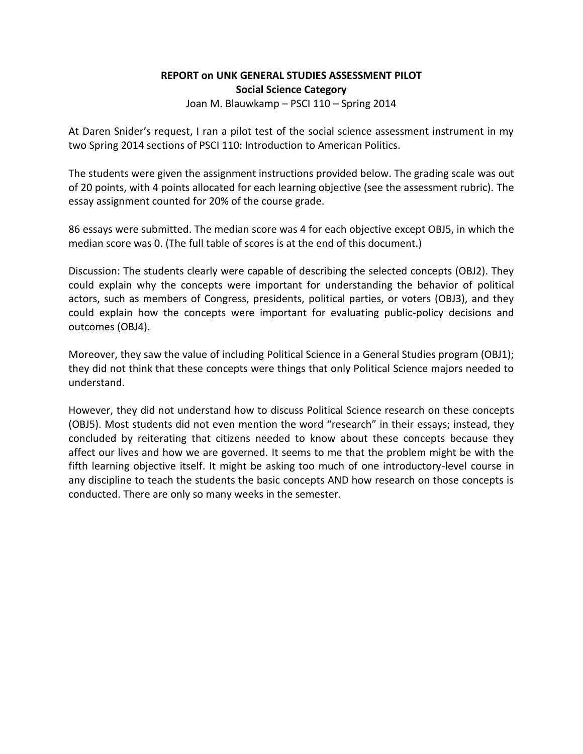# REPORT on UNK GENERAL STUDIES ASSESSMENT PILOT

## Social Science Category

Joan M. Blauwkamp – PSCI 110 – Spring 2014

At Daren Snider's request, I ran a pilot test of the social science assessment instrument in my two Spring 2014 sections of PSCI 110: Introduction to American Politics.

The students were given the assignment instructions provided below. The grading scale was out of 20 points, with 4 points allocated for each learning objective (see the assessment rubric). The essay assignment counted for 20% of the course grade.

86 essays were submitted. The median score was 4 for each objective except OBJ5, in which the median score was 0. (The full table of scores is at the end of this document.)

Discussion: The students clearly were capable of describing the selected concepts (OBJ2). They could explain why the concepts were important for understanding the behavior of political actors, such as members of Congress, presidents, political parties, or voters (OBJ3), and they could explain how the concepts were important for evaluating public-policy decisions and outcomes (OBJ4).

Moreover, they saw the value of including Political Science in a General Studies program (OBJ1); they did not think that these concepts were things that only Political Science majors needed to understand.

However, they did not understand how to discuss Political Science research on these concepts (OBJ5). Most students did not even mention the word "research" in their essays; instead, they concluded by reiterating that citizens needed to know about these concepts because they affect our lives and how we are governed. It seems to me that the problem might be with the fifth learning objective itself. It might be asking too much of one introductory-level course in any discipline to teach the students the basic concepts AND how research on those concepts is conducted. There are only so many weeks in the semester.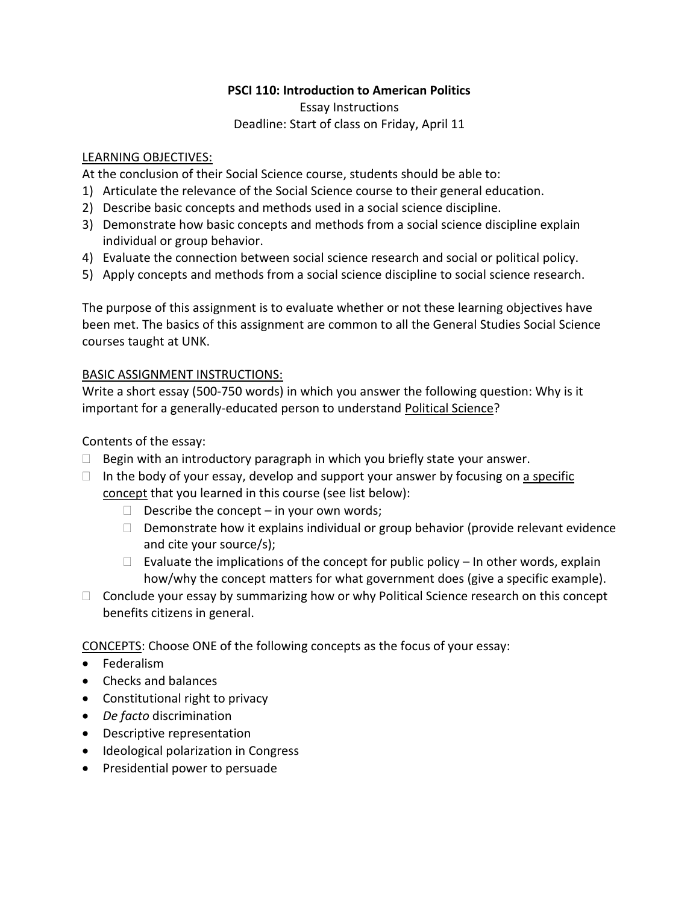**PSCI 110: Introduction to American Politics**

Essay Instructions

Deadline: Start of class on Friday, April 11

LEARNING OBJECTIVES:

At the conclusion of their Social Science course, students should be able to:

1) Articulate the relevance of the Social Science course to their general education.
2) Describe basic concepts and methods used in a social science discipline.
3) Demonstrate how basic concepts and methods from a social science discipline explain individual or group behavior.
4) Evaluate the connection between social science research and social or political policy.
5) Apply concepts and methods from a social science discipline to social science research.

The purpose of this assignment is to evaluate whether or not these learning objectives have been met. The basics of this assignment are common to all the General Studies Social Science courses taught at UNK.

BASIC ASSIGNMENT INSTRUCTIONS:

Write a short essay (500-750 words) in which you answer the following question: Why is it important for a generally-educated person to understand Political Science?

Contents of the essay:

- Begin with an introductory paragraph in which you briefly state your answer.
- In the body of your essay, develop and support your answer by focusing on a specific concept that you learned in this course (see list below):
  - Describe the concept – in your own words;
  - Demonstrate how it explains individual or group behavior (provide relevant evidence and cite your source/s);
  - Evaluate the implications of the concept for public policy – In other words, explain how/why the concept matters for what government does (give a specific example).
- Conclude your essay by summarizing how or why Political Science research on this concept benefits citizens in general.

CONCEPTS: Choose ONE of the following concepts as the focus of your essay:

- Federalism
- Checks and balances
- Constitutional right to privacy
- *De facto* discrimination
- Descriptive representation
- Ideological polarization in Congress
- Presidential power to persuade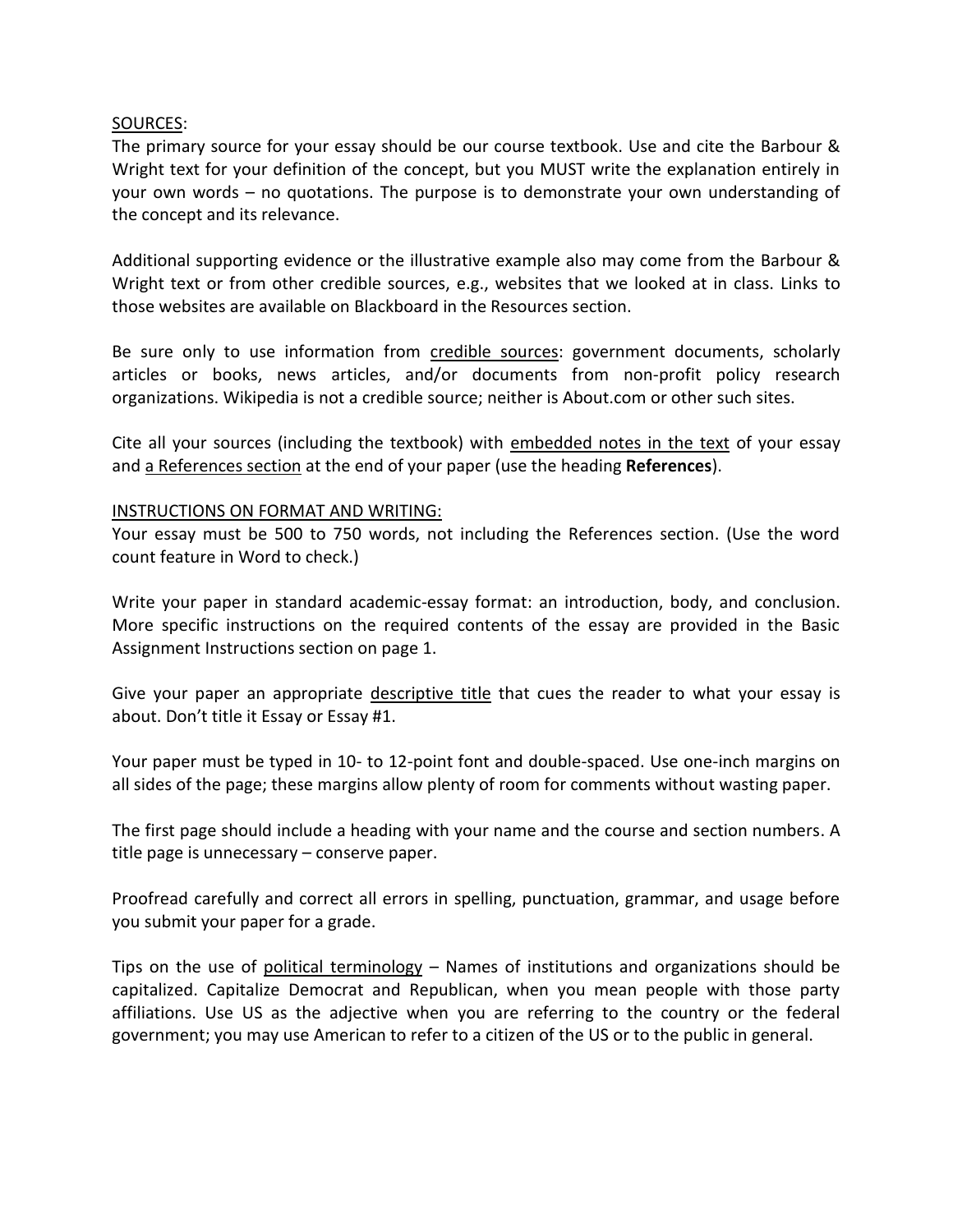SOURCES:

The primary source for your essay should be our course textbook. Use and cite the Barbour & Wright text for your definition of the concept, but you MUST write the explanation entirely in your own words – no quotations. The purpose is to demonstrate your own understanding of the concept and its relevance.

Additional supporting evidence or the illustrative example also may come from the Barbour & Wright text or from other credible sources, e.g., websites that we looked at in class. Links to those websites are available on Blackboard in the Resources section.

Be sure only to use information from credible sources: government documents, scholarly articles or books, news articles, and/or documents from non-profit policy research organizations. Wikipedia is not a credible source; neither is About.com or other such sites.

Cite all your sources (including the textbook) with embedded notes in the text of your essay and a References section at the end of your paper (use the heading **References**).

INSTRUCTIONS ON FORMAT AND WRITING:

Your essay must be 500 to 750 words, not including the References section. (Use the word count feature in Word to check.)

Write your paper in standard academic-essay format: an introduction, body, and conclusion. More specific instructions on the required contents of the essay are provided in the Basic Assignment Instructions section on page 1.

Give your paper an appropriate descriptive title that cues the reader to what your essay is about. Don't title it Essay or Essay #1.

Your paper must be typed in 10- to 12-point font and double-spaced. Use one-inch margins on all sides of the page; these margins allow plenty of room for comments without wasting paper.

The first page should include a heading with your name and the course and section numbers. A title page is unnecessary – conserve paper.

Proofread carefully and correct all errors in spelling, punctuation, grammar, and usage before you submit your paper for a grade.

Tips on the use of political terminology – Names of institutions and organizations should be capitalized. Capitalize Democrat and Republican, when you mean people with those party affiliations. Use US as the adjective when you are referring to the country or the federal government; you may use American to refer to a citizen of the US or to the public in general.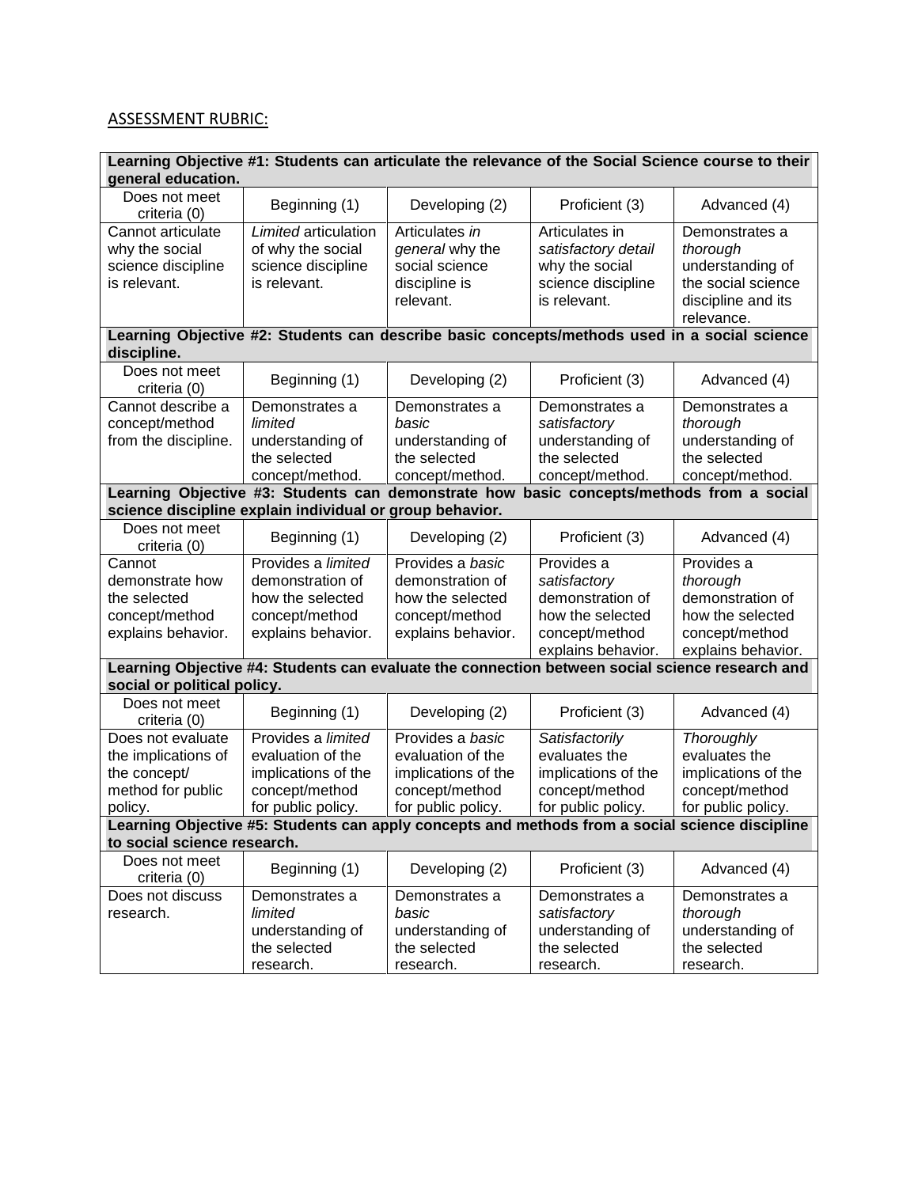ASSESSMENT RUBRIC:

| **Learning Objective #1: Students can articulate the relevance of the Social Science course to their general education.** | | | | |
|---|---|---|---|---|
| Does not meet criteria (0) | Beginning (1) | Developing (2) | Proficient (3) | Advanced (4) |
| Cannot articulate why the social science discipline is relevant. | *Limited* articulation of why the social science discipline is relevant. | Articulates *in general* why the social science discipline is relevant. | Articulates in *satisfactory detail* why the social science discipline is relevant. | Demonstrates a *thorough* understanding of the social science discipline and its relevance. |
| **Learning Objective #2: Students can describe basic concepts/methods used in a social science discipline.** | | | | |
| Does not meet criteria (0) | Beginning (1) | Developing (2) | Proficient (3) | Advanced (4) |
| Cannot describe a concept/method from the discipline. | Demonstrates a *limited* understanding of the selected concept/method. | Demonstrates a *basic* understanding of the selected concept/method. | Demonstrates a *satisfactory* understanding of the selected concept/method. | Demonstrates a *thorough* understanding of the selected concept/method. |
| **Learning Objective #3: Students can demonstrate how basic concepts/methods from a social science discipline explain individual or group behavior.** | | | | |
| Does not meet criteria (0) | Beginning (1) | Developing (2) | Proficient (3) | Advanced (4) |
| Cannot demonstrate how the selected concept/method explains behavior. | Provides a *limited* demonstration of how the selected concept/method explains behavior. | Provides a *basic* demonstration of how the selected concept/method explains behavior. | Provides a *satisfactory* demonstration of how the selected concept/method explains behavior. | Provides a *thorough* demonstration of how the selected concept/method explains behavior. |
| **Learning Objective #4: Students can evaluate the connection between social science research and social or political policy.** | | | | |
| Does not meet criteria (0) | Beginning (1) | Developing (2) | Proficient (3) | Advanced (4) |
| Does not evaluate the implications of the concept/ method for public policy. | Provides a *limited* evaluation of the implications of the concept/method for public policy. | Provides a *basic* evaluation of the implications of the concept/method for public policy. | *Satisfactorily* evaluates the implications of the concept/method for public policy. | *Thoroughly* evaluates the implications of the concept/method for public policy. |
| **Learning Objective #5: Students can apply concepts and methods from a social science discipline to social science research.** | | | | |
| Does not meet criteria (0) | Beginning (1) | Developing (2) | Proficient (3) | Advanced (4) |
| Does not discuss research. | Demonstrates a *limited* understanding of the selected research. | Demonstrates a *basic* understanding of the selected research. | Demonstrates a *satisfactory* understanding of the selected research. | Demonstrates a *thorough* understanding of the selected research. |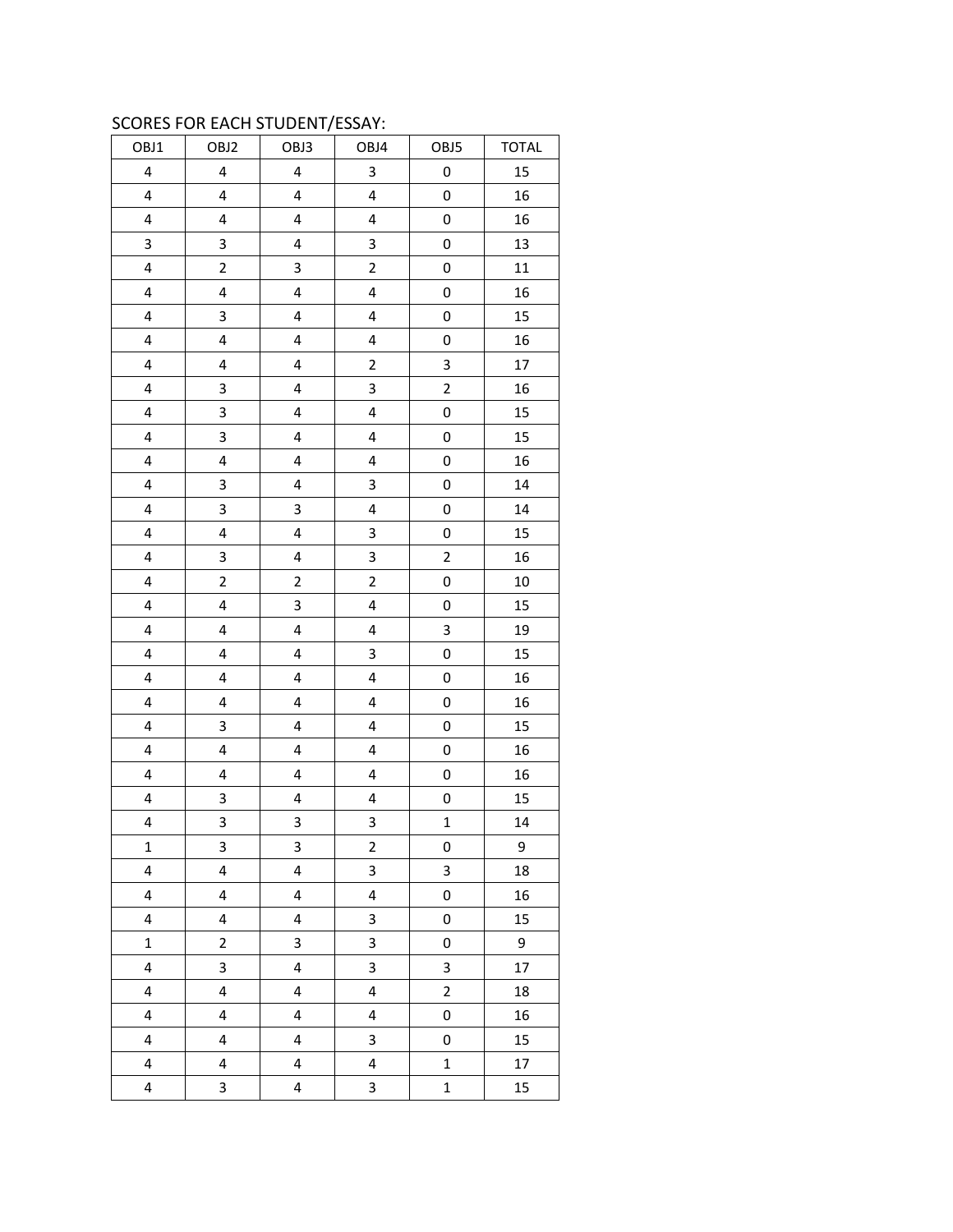SCORES FOR EACH STUDENT/ESSAY:

| OBJ1 | OBJ2 | OBJ3 | OBJ4 | OBJ5 | TOTAL |
|---|---|---|---|---|---|
| 4 | 4 | 4 | 3 | 0 | 15 |
| 4 | 4 | 4 | 4 | 0 | 16 |
| 4 | 4 | 4 | 4 | 0 | 16 |
| 3 | 3 | 4 | 3 | 0 | 13 |
| 4 | 2 | 3 | 2 | 0 | 11 |
| 4 | 4 | 4 | 4 | 0 | 16 |
| 4 | 3 | 4 | 4 | 0 | 15 |
| 4 | 4 | 4 | 4 | 0 | 16 |
| 4 | 4 | 4 | 2 | 3 | 17 |
| 4 | 3 | 4 | 3 | 2 | 16 |
| 4 | 3 | 4 | 4 | 0 | 15 |
| 4 | 3 | 4 | 4 | 0 | 15 |
| 4 | 4 | 4 | 4 | 0 | 16 |
| 4 | 3 | 4 | 3 | 0 | 14 |
| 4 | 3 | 3 | 4 | 0 | 14 |
| 4 | 4 | 4 | 3 | 0 | 15 |
| 4 | 3 | 4 | 3 | 2 | 16 |
| 4 | 2 | 2 | 2 | 0 | 10 |
| 4 | 4 | 3 | 4 | 0 | 15 |
| 4 | 4 | 4 | 4 | 3 | 19 |
| 4 | 4 | 4 | 3 | 0 | 15 |
| 4 | 4 | 4 | 4 | 0 | 16 |
| 4 | 4 | 4 | 4 | 0 | 16 |
| 4 | 3 | 4 | 4 | 0 | 15 |
| 4 | 4 | 4 | 4 | 0 | 16 |
| 4 | 4 | 4 | 4 | 0 | 16 |
| 4 | 3 | 4 | 4 | 0 | 15 |
| 4 | 3 | 3 | 3 | 1 | 14 |
| 1 | 3 | 3 | 2 | 0 | 9 |
| 4 | 4 | 4 | 3 | 3 | 18 |
| 4 | 4 | 4 | 4 | 0 | 16 |
| 4 | 4 | 4 | 3 | 0 | 15 |
| 1 | 2 | 3 | 3 | 0 | 9 |
| 4 | 3 | 4 | 3 | 3 | 17 |
| 4 | 4 | 4 | 4 | 2 | 18 |
| 4 | 4 | 4 | 4 | 0 | 16 |
| 4 | 4 | 4 | 3 | 0 | 15 |
| 4 | 4 | 4 | 4 | 1 | 17 |
| 4 | 3 | 4 | 3 | 1 | 15 |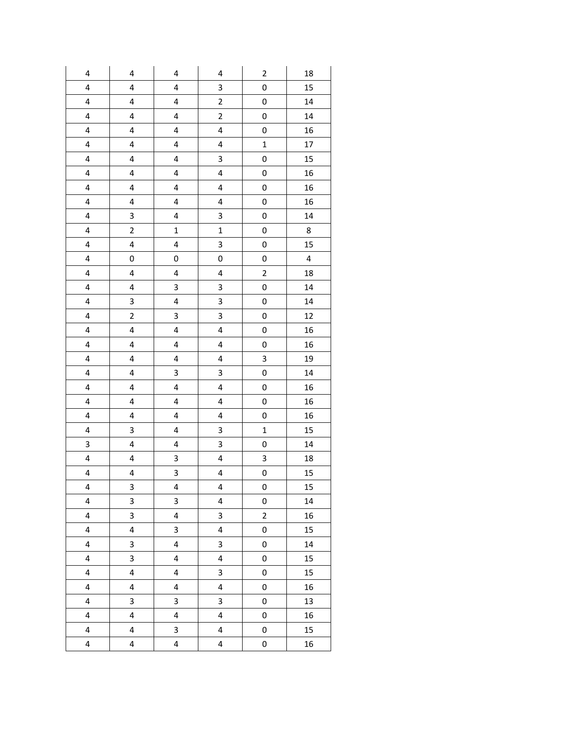| | | | | | |
|---|---|---|---|---|---|
| 4 | 4 | 4 | 4 | 2 | 18 |
| 4 | 4 | 4 | 3 | 0 | 15 |
| 4 | 4 | 4 | 2 | 0 | 14 |
| 4 | 4 | 4 | 2 | 0 | 14 |
| 4 | 4 | 4 | 4 | 0 | 16 |
| 4 | 4 | 4 | 4 | 1 | 17 |
| 4 | 4 | 4 | 3 | 0 | 15 |
| 4 | 4 | 4 | 4 | 0 | 16 |
| 4 | 4 | 4 | 4 | 0 | 16 |
| 4 | 4 | 4 | 4 | 0 | 16 |
| 4 | 3 | 4 | 3 | 0 | 14 |
| 4 | 2 | 1 | 1 | 0 | 8 |
| 4 | 4 | 4 | 3 | 0 | 15 |
| 4 | 0 | 0 | 0 | 0 | 4 |
| 4 | 4 | 4 | 4 | 2 | 18 |
| 4 | 4 | 3 | 3 | 0 | 14 |
| 4 | 3 | 4 | 3 | 0 | 14 |
| 4 | 2 | 3 | 3 | 0 | 12 |
| 4 | 4 | 4 | 4 | 0 | 16 |
| 4 | 4 | 4 | 4 | 0 | 16 |
| 4 | 4 | 4 | 4 | 3 | 19 |
| 4 | 4 | 3 | 3 | 0 | 14 |
| 4 | 4 | 4 | 4 | 0 | 16 |
| 4 | 4 | 4 | 4 | 0 | 16 |
| 4 | 4 | 4 | 4 | 0 | 16 |
| 4 | 3 | 4 | 3 | 1 | 15 |
| 3 | 4 | 4 | 3 | 0 | 14 |
| 4 | 4 | 3 | 4 | 3 | 18 |
| 4 | 4 | 3 | 4 | 0 | 15 |
| 4 | 3 | 4 | 4 | 0 | 15 |
| 4 | 3 | 3 | 4 | 0 | 14 |
| 4 | 3 | 4 | 3 | 2 | 16 |
| 4 | 4 | 3 | 4 | 0 | 15 |
| 4 | 3 | 4 | 3 | 0 | 14 |
| 4 | 3 | 4 | 4 | 0 | 15 |
| 4 | 4 | 4 | 3 | 0 | 15 |
| 4 | 4 | 4 | 4 | 0 | 16 |
| 4 | 3 | 3 | 3 | 0 | 13 |
| 4 | 4 | 4 | 4 | 0 | 16 |
| 4 | 4 | 3 | 4 | 0 | 15 |
| 4 | 4 | 4 | 4 | 0 | 16 |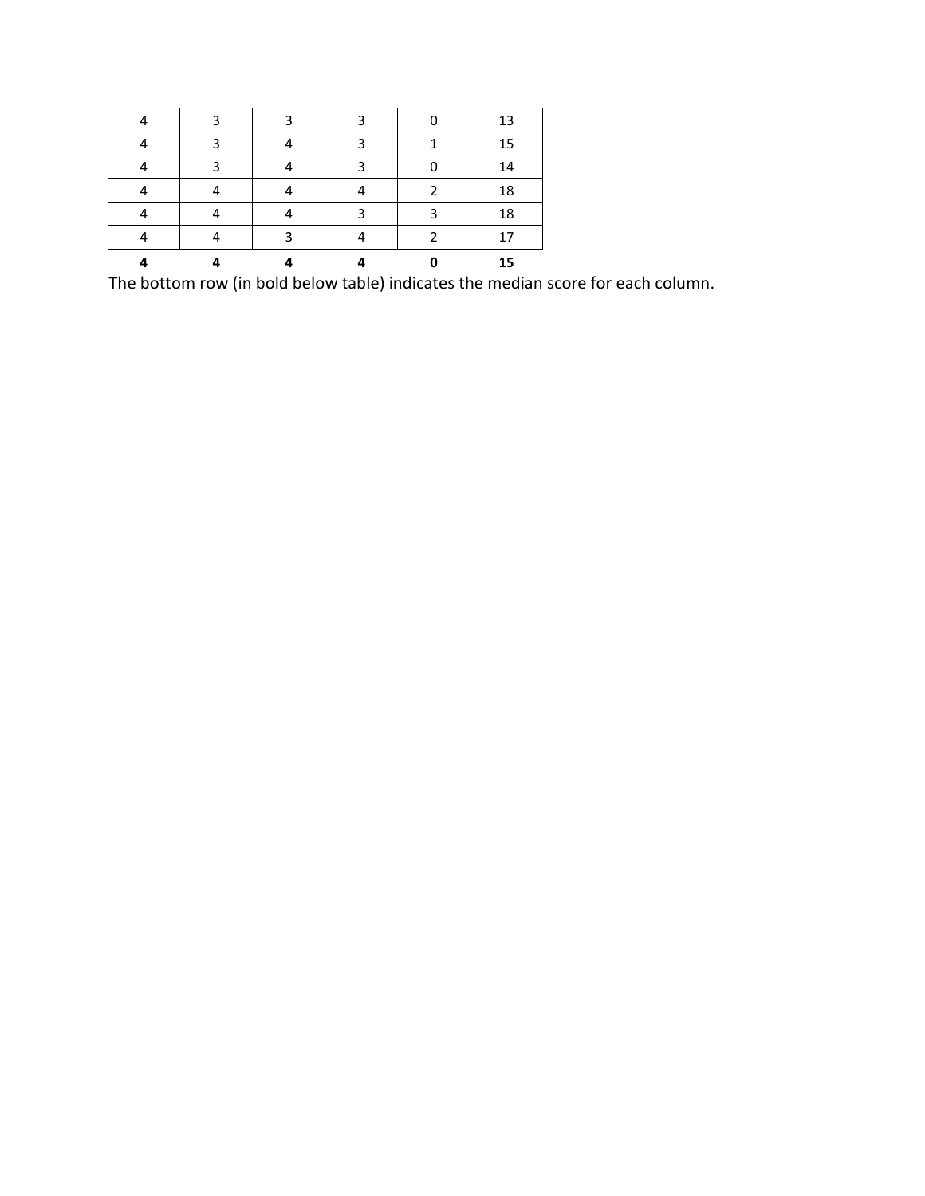| | | | | | |
|---|---|---|---|---|---|
| 4 | 3 | 3 | 3 | 0 | 13 |
| 4 | 3 | 4 | 3 | 1 | 15 |
| 4 | 3 | 4 | 3 | 0 | 14 |
| 4 | 4 | 4 | 4 | 2 | 18 |
| 4 | 4 | 4 | 3 | 3 | 18 |
| 4 | 4 | 3 | 4 | 2 | 17 |
| **4** | **4** | **4** | **4** | **0** | **15** |

The bottom row (in bold below table) indicates the median score for each column.